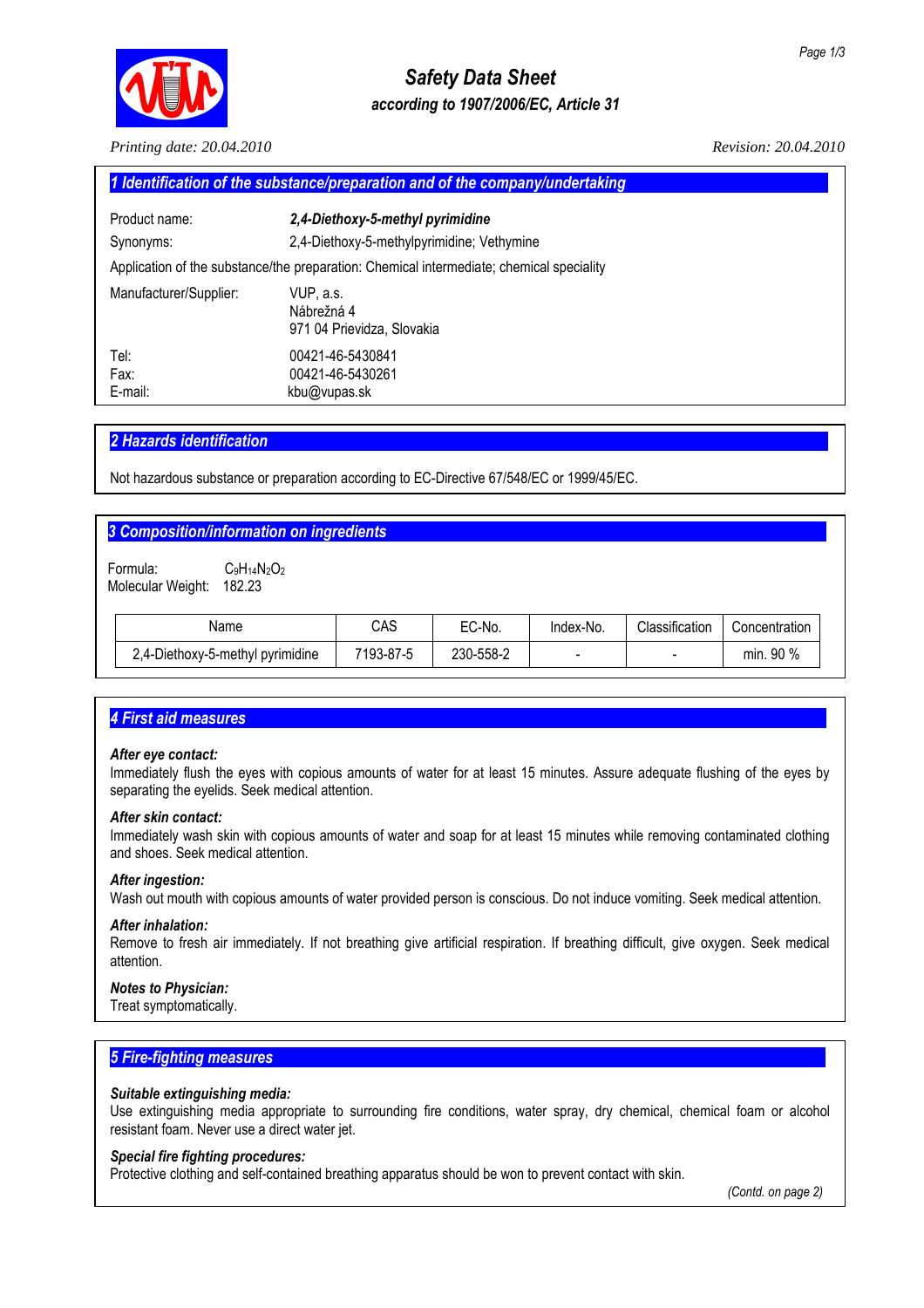# Safety Data Sheet

***according to 1907/2006/EC, Article 31***

*Printing date: 20.04.2010* *Revision: 20.04.2010*

## 1 Identification of the substance/preparation and of the company/undertaking

Product name: ***2,4-Diethoxy-5-methyl pyrimidine***

Synonyms: 2,4-Diethoxy-5-methylpyrimidine; Vethymine

Application of the substance/the preparation: Chemical intermediate; chemical speciality

Manufacturer/Supplier: VUP, a.s.
Nábrežná 4
971 04 Prievidza, Slovakia

Tel: 00421-46-5430841
Fax: 00421-46-5430261
E-mail: kbu@vupas.sk

## 2 Hazards identification

Not hazardous substance or preparation according to EC-Directive 67/548/EC or 1999/45/EC.

## 3 Composition/information on ingredients

Formula: $C_9H_{14}N_2O_2$
Molecular Weight: 182.23

| Name | CAS | EC-No. | Index-No. | Classification | Concentration |
|---|---|---|---|---|---|
| 2,4-Diethoxy-5-methyl pyrimidine | 7193-87-5 | 230-558-2 | - | - | min. 90 % |

## 4 First aid measures

***After eye contact:***
Immediately flush the eyes with copious amounts of water for at least 15 minutes. Assure adequate flushing of the eyes by separating the eyelids. Seek medical attention.

***After skin contact:***
Immediately wash skin with copious amounts of water and soap for at least 15 minutes while removing contaminated clothing and shoes. Seek medical attention.

***After ingestion:***
Wash out mouth with copious amounts of water provided person is conscious. Do not induce vomiting. Seek medical attention.

***After inhalation:***
Remove to fresh air immediately. If not breathing give artificial respiration. If breathing difficult, give oxygen. Seek medical attention.

***Notes to Physician:***
Treat symptomatically.

## 5 Fire-fighting measures

***Suitable extinguishing media:***
Use extinguishing media appropriate to surrounding fire conditions, water spray, dry chemical, chemical foam or alcohol resistant foam. Never use a direct water jet.

***Special fire fighting procedures:***
Protective clothing and self-contained breathing apparatus should be won to prevent contact with skin.

*(Contd. on page 2)*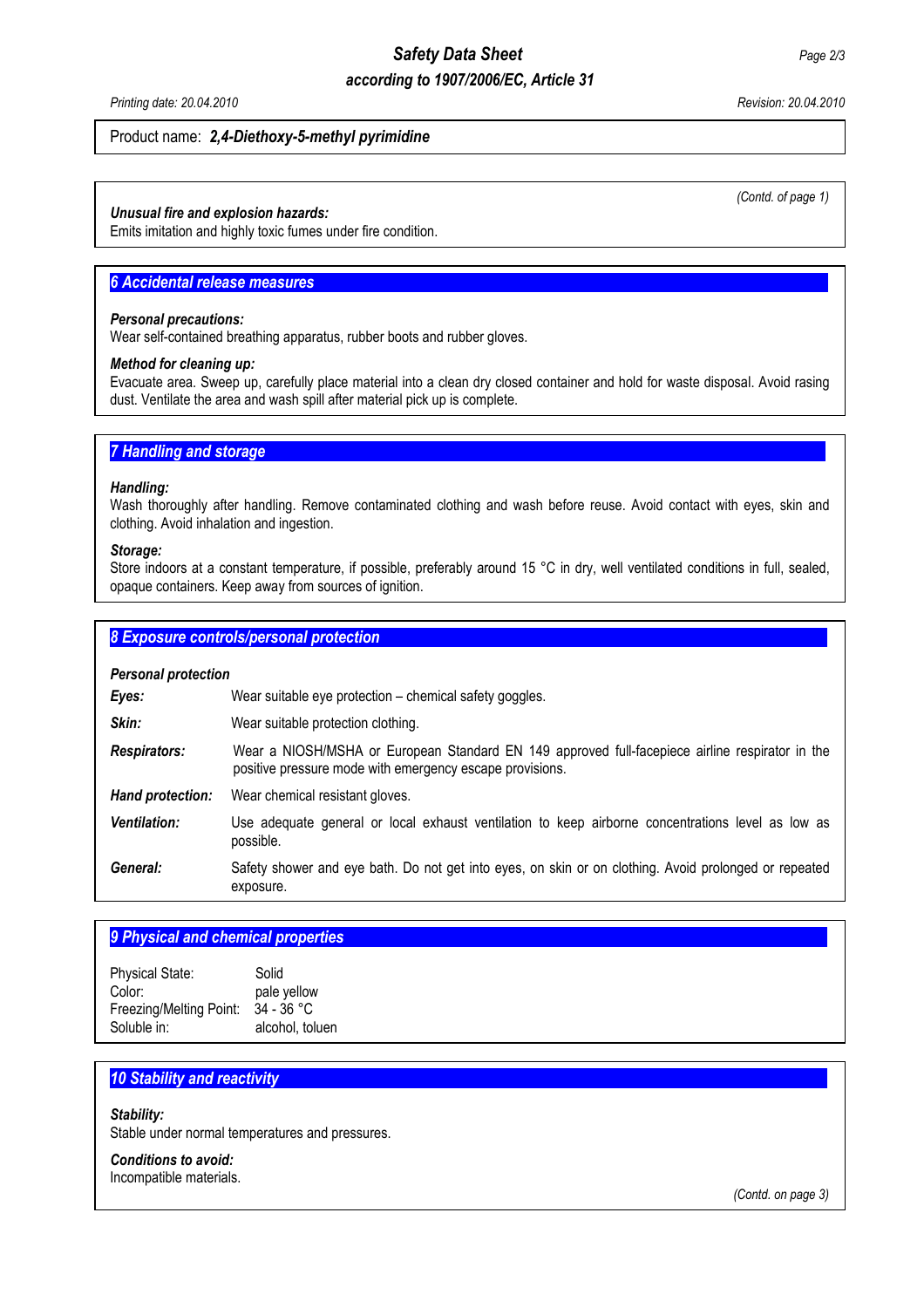Product name: ***2,4-Diethoxy-5-methyl pyrimidine***

(Contd. of page 1)

***Unusual fire and explosion hazards:***
Emits imitation and highly toxic fumes under fire condition.

## *6 Accidental release measures*

***Personal precautions:***
Wear self-contained breathing apparatus, rubber boots and rubber gloves.

***Method for cleaning up:***
Evacuate area. Sweep up, carefully place material into a clean dry closed container and hold for waste disposal. Avoid rasing dust. Ventilate the area and wash spill after material pick up is complete.

## *7 Handling and storage*

***Handling:***
Wash thoroughly after handling. Remove contaminated clothing and wash before reuse. Avoid contact with eyes, skin and clothing. Avoid inhalation and ingestion.

***Storage:***
Store indoors at a constant temperature, if possible, preferably around 15 °C in dry, well ventilated conditions in full, sealed, opaque containers. Keep away from sources of ignition.

## *8 Exposure controls/personal protection*

***Personal protection***

***Eyes:*** Wear suitable eye protection – chemical safety goggles.

***Skin:*** Wear suitable protection clothing.

***Respirators:*** Wear a NIOSH/MSHA or European Standard EN 149 approved full-facepiece airline respirator in the positive pressure mode with emergency escape provisions.

***Hand protection:*** Wear chemical resistant gloves.

***Ventilation:*** Use adequate general or local exhaust ventilation to keep airborne concentrations level as low as possible.

***General:*** Safety shower and eye bath. Do not get into eyes, on skin or on clothing. Avoid prolonged or repeated exposure.

## *9 Physical and chemical properties*

Physical State: Solid
Color: pale yellow
Freezing/Melting Point: 34 - 36 °C
Soluble in: alcohol, toluen

## *10 Stability and reactivity*

***Stability:***
Stable under normal temperatures and pressures.

***Conditions to avoid:***
Incompatible materials.

(Contd. on page 3)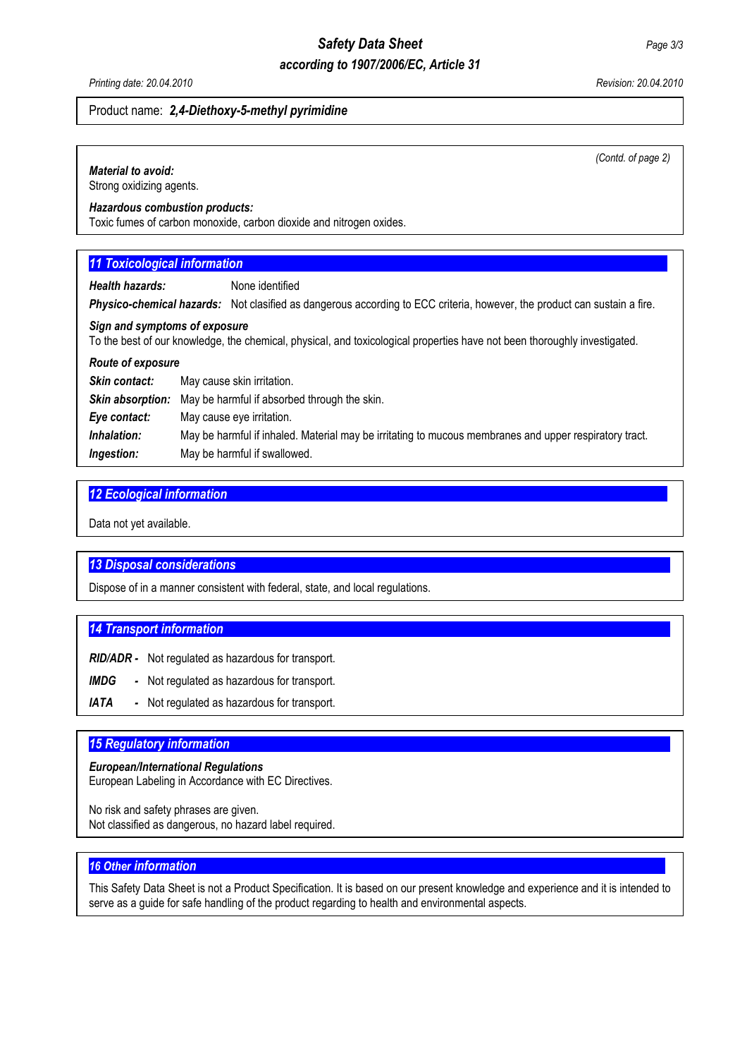Product name: ***2,4-Diethoxy-5-methyl pyrimidine***

*(Contd. of page 2)*

***Material to avoid:***
Strong oxidizing agents.

***Hazardous combustion products:***
Toxic fumes of carbon monoxide, carbon dioxide and nitrogen oxides.

## *11 Toxicological information*

***Health hazards:*** None identified

***Physico-chemical hazards:*** Not clasified as dangerous according to ECC criteria, however, the product can sustain a fire.

***Sign and symptoms of exposure***
To the best of our knowledge, the chemical, physical, and toxicological properties have not been thoroughly investigated.

***Route of exposure***

| | |
|---|---|
| ***Skin contact:*** | May cause skin irritation. |
| ***Skin absorption:*** | May be harmful if absorbed through the skin. |
| ***Eye contact:*** | May cause eye irritation. |
| ***Inhalation:*** | May be harmful if inhaled. Material may be irritating to mucous membranes and upper respiratory tract. |
| ***Ingestion:*** | May be harmful if swallowed. |

## *12 Ecological information*

Data not yet available.

## *13 Disposal considerations*

Dispose of in a manner consistent with federal, state, and local regulations.

## *14 Transport information*

***RID/ADR*** - Not regulated as hazardous for transport.

***IMDG*** - Not regulated as hazardous for transport.

***IATA*** - Not regulated as hazardous for transport.

## *15 Regulatory information*

***European/International Regulations***
European Labeling in Accordance with EC Directives.

No risk and safety phrases are given.
Not classified as dangerous, no hazard label required.

## *16 Other information*

This Safety Data Sheet is not a Product Specification. It is based on our present knowledge and experience and it is intended to serve as a guide for safe handling of the product regarding to health and environmental aspects.